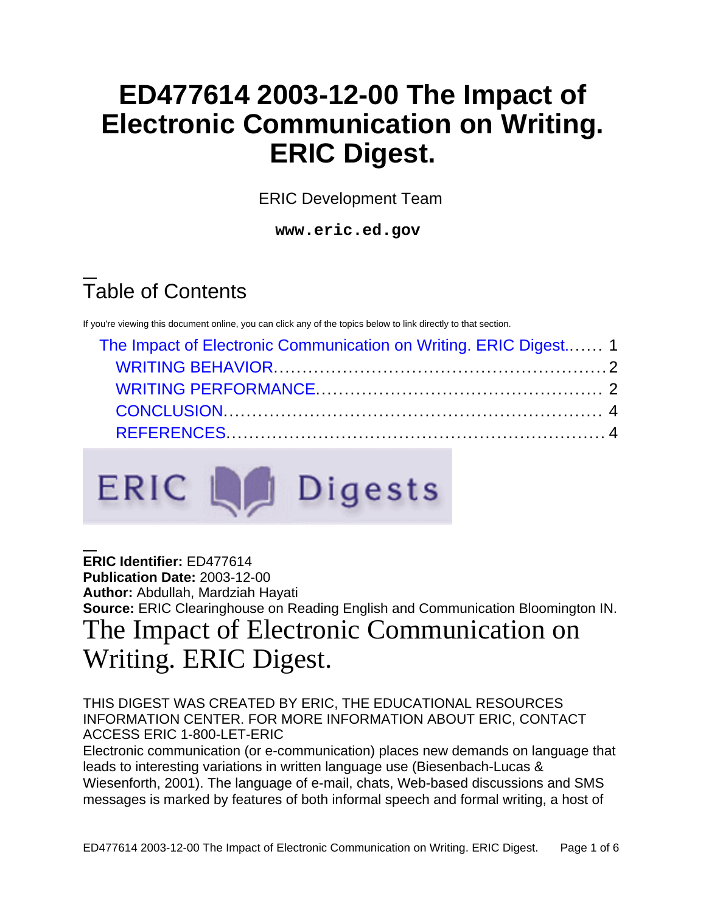# ED477614 2003-12-00 The Impact of Electronic Communication on Writing. ERIC Digest.

ERIC Development Team

**www.eric.ed.gov**

## Table of Contents

If you're viewing this document online, you can click any of the topics below to link directly to that section.

- The Impact of Electronic Communication on Writing. ERIC Digest....... 1
  - WRITING BEHAVIOR........................................................ 2
  - WRITING PERFORMANCE................................................ 2
  - CONCLUSION.................................................................. 4
  - REFERENCES.................................................................. 4

**ERIC Identifier:** ED477614
**Publication Date:** 2003-12-00
**Author:** Abdullah, Mardziah Hayati
**Source:** ERIC Clearinghouse on Reading English and Communication Bloomington IN.

# The Impact of Electronic Communication on Writing. ERIC Digest.

THIS DIGEST WAS CREATED BY ERIC, THE EDUCATIONAL RESOURCES INFORMATION CENTER. FOR MORE INFORMATION ABOUT ERIC, CONTACT ACCESS ERIC 1-800-LET-ERIC

Electronic communication (or e-communication) places new demands on language that leads to interesting variations in written language use (Biesenbach-Lucas & Wiesenforth, 2001). The language of e-mail, chats, Web-based discussions and SMS messages is marked by features of both informal speech and formal writing, a host of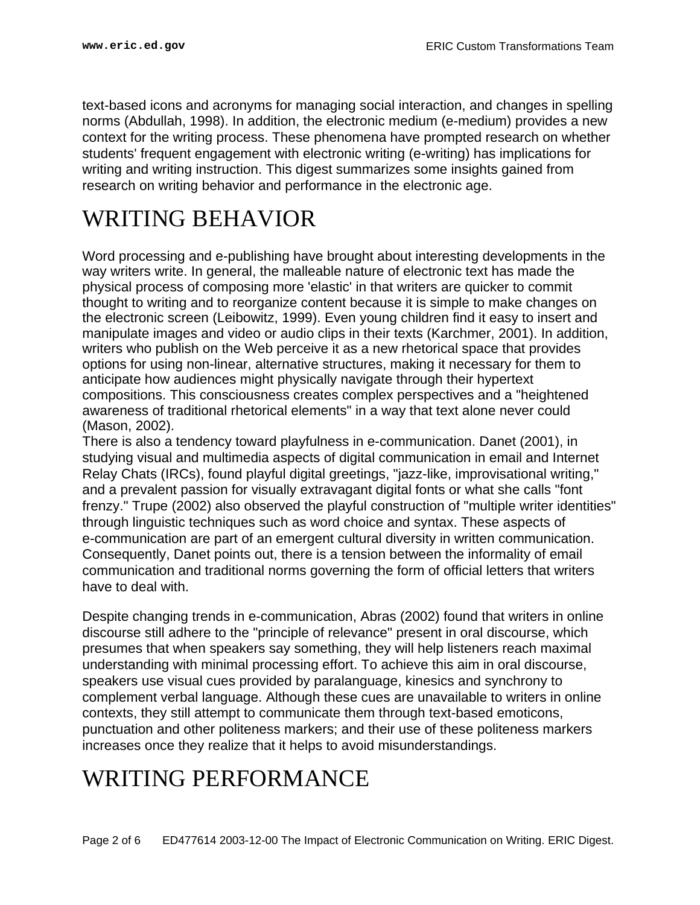text-based icons and acronyms for managing social interaction, and changes in spelling norms (Abdullah, 1998). In addition, the electronic medium (e-medium) provides a new context for the writing process. These phenomena have prompted research on whether students' frequent engagement with electronic writing (e-writing) has implications for writing and writing instruction. This digest summarizes some insights gained from research on writing behavior and performance in the electronic age.

# WRITING BEHAVIOR

Word processing and e-publishing have brought about interesting developments in the way writers write. In general, the malleable nature of electronic text has made the physical process of composing more 'elastic' in that writers are quicker to commit thought to writing and to reorganize content because it is simple to make changes on the electronic screen (Leibowitz, 1999). Even young children find it easy to insert and manipulate images and video or audio clips in their texts (Karchmer, 2001). In addition, writers who publish on the Web perceive it as a new rhetorical space that provides options for using non-linear, alternative structures, making it necessary for them to anticipate how audiences might physically navigate through their hypertext compositions. This consciousness creates complex perspectives and a "heightened awareness of traditional rhetorical elements" in a way that text alone never could (Mason, 2002).
There is also a tendency toward playfulness in e-communication. Danet (2001), in studying visual and multimedia aspects of digital communication in email and Internet Relay Chats (IRCs), found playful digital greetings, "jazz-like, improvisational writing," and a prevalent passion for visually extravagant digital fonts or what she calls "font frenzy." Trupe (2002) also observed the playful construction of "multiple writer identities" through linguistic techniques such as word choice and syntax. These aspects of e-communication are part of an emergent cultural diversity in written communication. Consequently, Danet points out, there is a tension between the informality of email communication and traditional norms governing the form of official letters that writers have to deal with.

Despite changing trends in e-communication, Abras (2002) found that writers in online discourse still adhere to the "principle of relevance" present in oral discourse, which presumes that when speakers say something, they will help listeners reach maximal understanding with minimal processing effort. To achieve this aim in oral discourse, speakers use visual cues provided by paralanguage, kinesics and synchrony to complement verbal language. Although these cues are unavailable to writers in online contexts, they still attempt to communicate them through text-based emoticons, punctuation and other politeness markers; and their use of these politeness markers increases once they realize that it helps to avoid misunderstandings.

# WRITING PERFORMANCE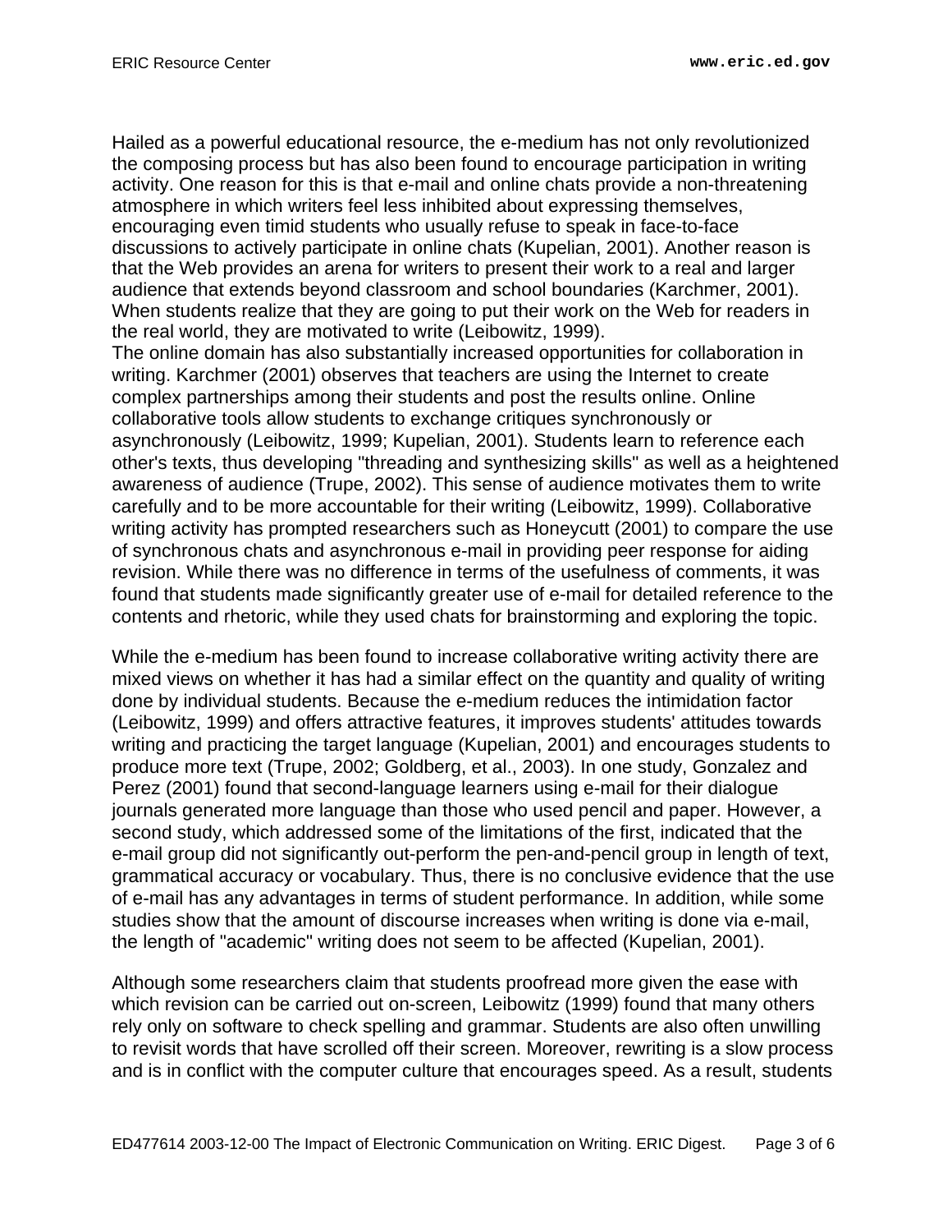Hailed as a powerful educational resource, the e-medium has not only revolutionized the composing process but has also been found to encourage participation in writing activity. One reason for this is that e-mail and online chats provide a non-threatening atmosphere in which writers feel less inhibited about expressing themselves, encouraging even timid students who usually refuse to speak in face-to-face discussions to actively participate in online chats (Kupelian, 2001). Another reason is that the Web provides an arena for writers to present their work to a real and larger audience that extends beyond classroom and school boundaries (Karchmer, 2001). When students realize that they are going to put their work on the Web for readers in the real world, they are motivated to write (Leibowitz, 1999).

The online domain has also substantially increased opportunities for collaboration in writing. Karchmer (2001) observes that teachers are using the Internet to create complex partnerships among their students and post the results online. Online collaborative tools allow students to exchange critiques synchronously or asynchronously (Leibowitz, 1999; Kupelian, 2001). Students learn to reference each other's texts, thus developing "threading and synthesizing skills" as well as a heightened awareness of audience (Trupe, 2002). This sense of audience motivates them to write carefully and to be more accountable for their writing (Leibowitz, 1999). Collaborative writing activity has prompted researchers such as Honeycutt (2001) to compare the use of synchronous chats and asynchronous e-mail in providing peer response for aiding revision. While there was no difference in terms of the usefulness of comments, it was found that students made significantly greater use of e-mail for detailed reference to the contents and rhetoric, while they used chats for brainstorming and exploring the topic.

While the e-medium has been found to increase collaborative writing activity there are mixed views on whether it has had a similar effect on the quantity and quality of writing done by individual students. Because the e-medium reduces the intimidation factor (Leibowitz, 1999) and offers attractive features, it improves students' attitudes towards writing and practicing the target language (Kupelian, 2001) and encourages students to produce more text (Trupe, 2002; Goldberg, et al., 2003). In one study, Gonzalez and Perez (2001) found that second-language learners using e-mail for their dialogue journals generated more language than those who used pencil and paper. However, a second study, which addressed some of the limitations of the first, indicated that the e-mail group did not significantly out-perform the pen-and-pencil group in length of text, grammatical accuracy or vocabulary. Thus, there is no conclusive evidence that the use of e-mail has any advantages in terms of student performance. In addition, while some studies show that the amount of discourse increases when writing is done via e-mail, the length of "academic" writing does not seem to be affected (Kupelian, 2001).

Although some researchers claim that students proofread more given the ease with which revision can be carried out on-screen, Leibowitz (1999) found that many others rely only on software to check spelling and grammar. Students are also often unwilling to revisit words that have scrolled off their screen. Moreover, rewriting is a slow process and is in conflict with the computer culture that encourages speed. As a result, students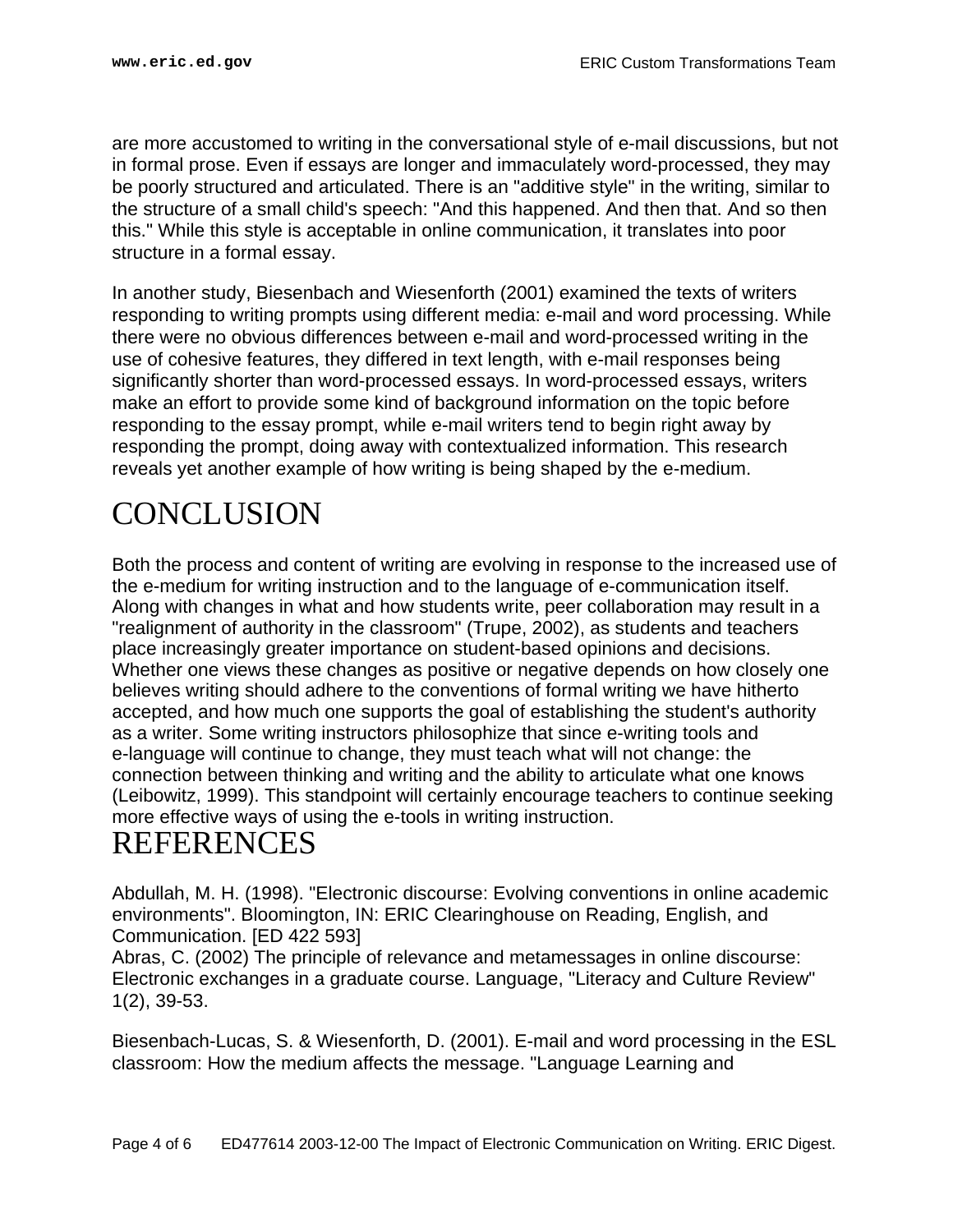are more accustomed to writing in the conversational style of e-mail discussions, but not in formal prose. Even if essays are longer and immaculately word-processed, they may be poorly structured and articulated. There is an "additive style" in the writing, similar to the structure of a small child's speech: "And this happened. And then that. And so then this." While this style is acceptable in online communication, it translates into poor structure in a formal essay.

In another study, Biesenbach and Wiesenforth (2001) examined the texts of writers responding to writing prompts using different media: e-mail and word processing. While there were no obvious differences between e-mail and word-processed writing in the use of cohesive features, they differed in text length, with e-mail responses being significantly shorter than word-processed essays. In word-processed essays, writers make an effort to provide some kind of background information on the topic before responding to the essay prompt, while e-mail writers tend to begin right away by responding the prompt, doing away with contextualized information. This research reveals yet another example of how writing is being shaped by the e-medium.

# CONCLUSION

Both the process and content of writing are evolving in response to the increased use of the e-medium for writing instruction and to the language of e-communication itself. Along with changes in what and how students write, peer collaboration may result in a "realignment of authority in the classroom" (Trupe, 2002), as students and teachers place increasingly greater importance on student-based opinions and decisions. Whether one views these changes as positive or negative depends on how closely one believes writing should adhere to the conventions of formal writing we have hitherto accepted, and how much one supports the goal of establishing the student's authority as a writer. Some writing instructors philosophize that since e-writing tools and e-language will continue to change, they must teach what will not change: the connection between thinking and writing and the ability to articulate what one knows (Leibowitz, 1999). This standpoint will certainly encourage teachers to continue seeking more effective ways of using the e-tools in writing instruction.

# REFERENCES

Abdullah, M. H. (1998). "Electronic discourse: Evolving conventions in online academic environments". Bloomington, IN: ERIC Clearinghouse on Reading, English, and Communication. [ED 422 593]

Abras, C. (2002) The principle of relevance and metamessages in online discourse: Electronic exchanges in a graduate course. Language, "Literacy and Culture Review" 1(2), 39-53.

Biesenbach-Lucas, S. & Wiesenforth, D. (2001). E-mail and word processing in the ESL classroom: How the medium affects the message. "Language Learning and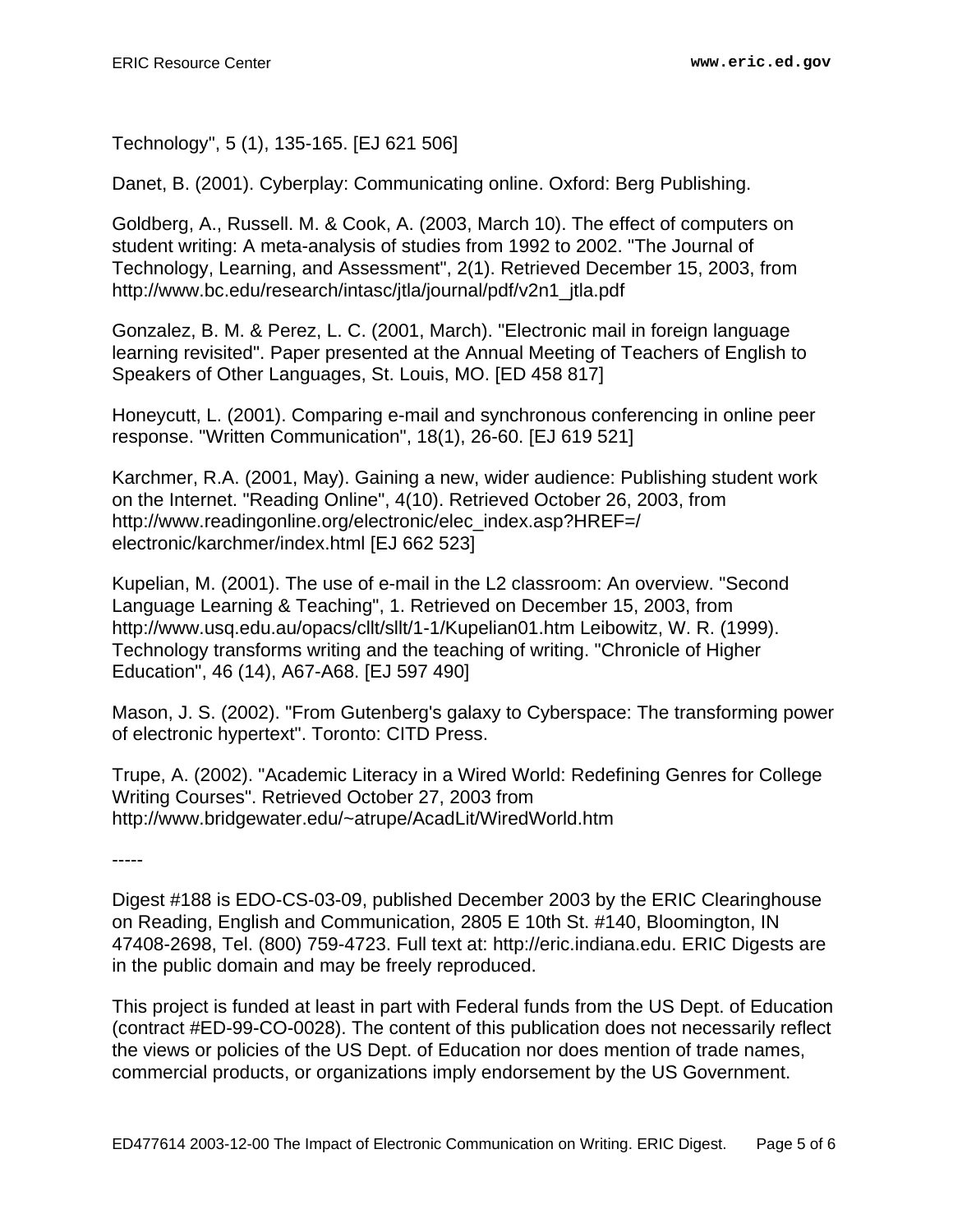Technology", 5 (1), 135-165. [EJ 621 506]

Danet, B. (2001). Cyberplay: Communicating online. Oxford: Berg Publishing.

Goldberg, A., Russell. M. & Cook, A. (2003, March 10). The effect of computers on student writing: A meta-analysis of studies from 1992 to 2002. "The Journal of Technology, Learning, and Assessment", 2(1). Retrieved December 15, 2003, from http://www.bc.edu/research/intasc/jtla/journal/pdf/v2n1_jtla.pdf

Gonzalez, B. M. & Perez, L. C. (2001, March). "Electronic mail in foreign language learning revisited". Paper presented at the Annual Meeting of Teachers of English to Speakers of Other Languages, St. Louis, MO. [ED 458 817]

Honeycutt, L. (2001). Comparing e-mail and synchronous conferencing in online peer response. "Written Communication", 18(1), 26-60. [EJ 619 521]

Karchmer, R.A. (2001, May). Gaining a new, wider audience: Publishing student work on the Internet. "Reading Online", 4(10). Retrieved October 26, 2003, from http://www.readingonline.org/electronic/elec_index.asp?HREF=/electronic/karchmer/index.html [EJ 662 523]

Kupelian, M. (2001). The use of e-mail in the L2 classroom: An overview. "Second Language Learning & Teaching", 1. Retrieved on December 15, 2003, from http://www.usq.edu.au/opacs/cllt/sllt/1-1/Kupelian01.htm Leibowitz, W. R. (1999). Technology transforms writing and the teaching of writing. "Chronicle of Higher Education", 46 (14), A67-A68. [EJ 597 490]

Mason, J. S. (2002). "From Gutenberg's galaxy to Cyberspace: The transforming power of electronic hypertext". Toronto: CITD Press.

Trupe, A. (2002). "Academic Literacy in a Wired World: Redefining Genres for College Writing Courses". Retrieved October 27, 2003 from http://www.bridgewater.edu/~atrupe/AcadLit/WiredWorld.htm

-----

Digest #188 is EDO-CS-03-09, published December 2003 by the ERIC Clearinghouse on Reading, English and Communication, 2805 E 10th St. #140, Bloomington, IN 47408-2698, Tel. (800) 759-4723. Full text at: http://eric.indiana.edu. ERIC Digests are in the public domain and may be freely reproduced.

This project is funded at least in part with Federal funds from the US Dept. of Education (contract #ED-99-CO-0028). The content of this publication does not necessarily reflect the views or policies of the US Dept. of Education nor does mention of trade names, commercial products, or organizations imply endorsement by the US Government.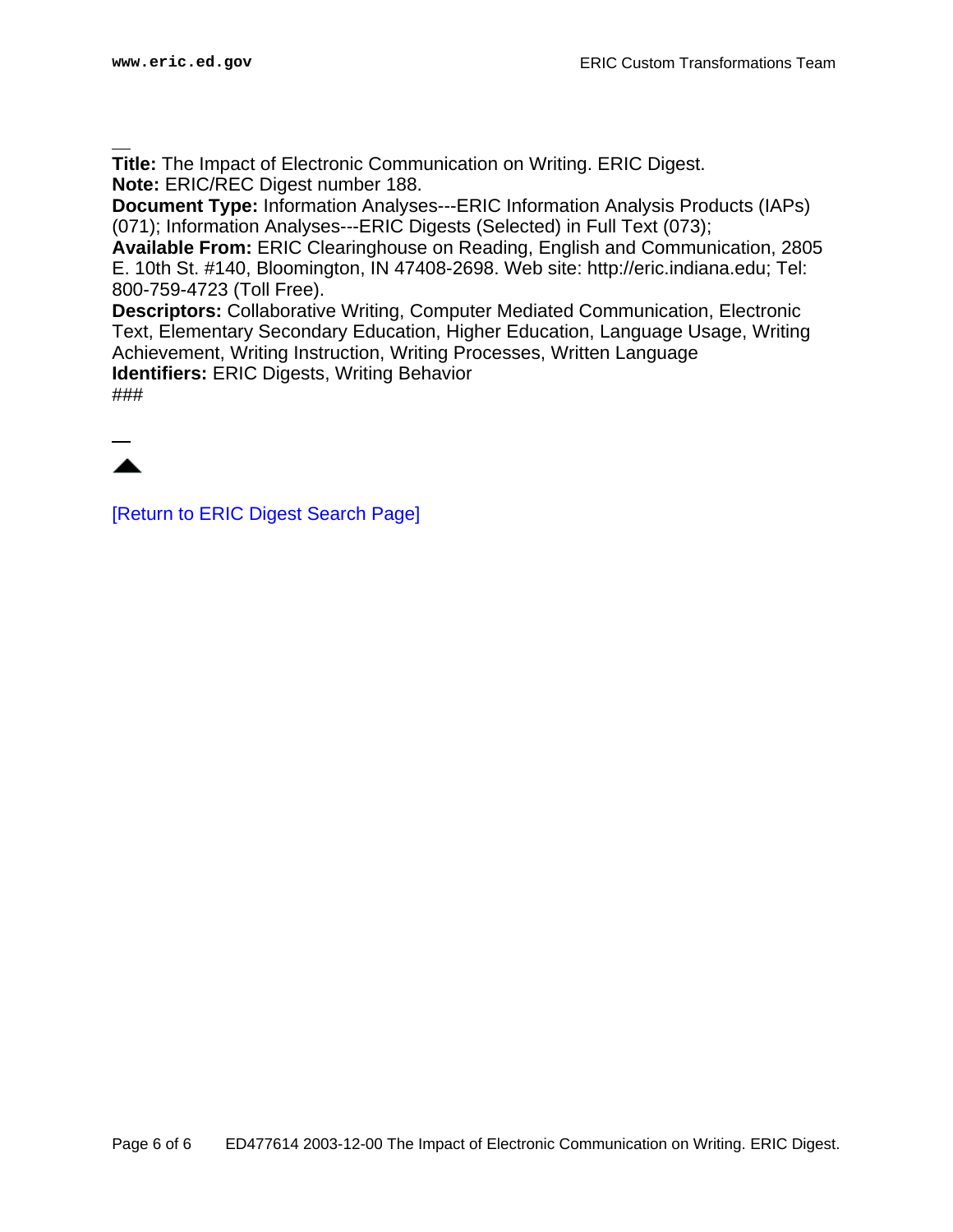**Title:** The Impact of Electronic Communication on Writing. ERIC Digest.
**Note:** ERIC/REC Digest number 188.
**Document Type:** Information Analyses---ERIC Information Analysis Products (IAPs) (071); Information Analyses---ERIC Digests (Selected) in Full Text (073);
**Available From:** ERIC Clearinghouse on Reading, English and Communication, 2805 E. 10th St. #140, Bloomington, IN 47408-2698. Web site: http://eric.indiana.edu; Tel: 800-759-4723 (Toll Free).
**Descriptors:** Collaborative Writing, Computer Mediated Communication, Electronic Text, Elementary Secondary Education, Higher Education, Language Usage, Writing Achievement, Writing Instruction, Writing Processes, Written Language
**Identifiers:** ERIC Digests, Writing Behavior
###

[Return to ERIC Digest Search Page]